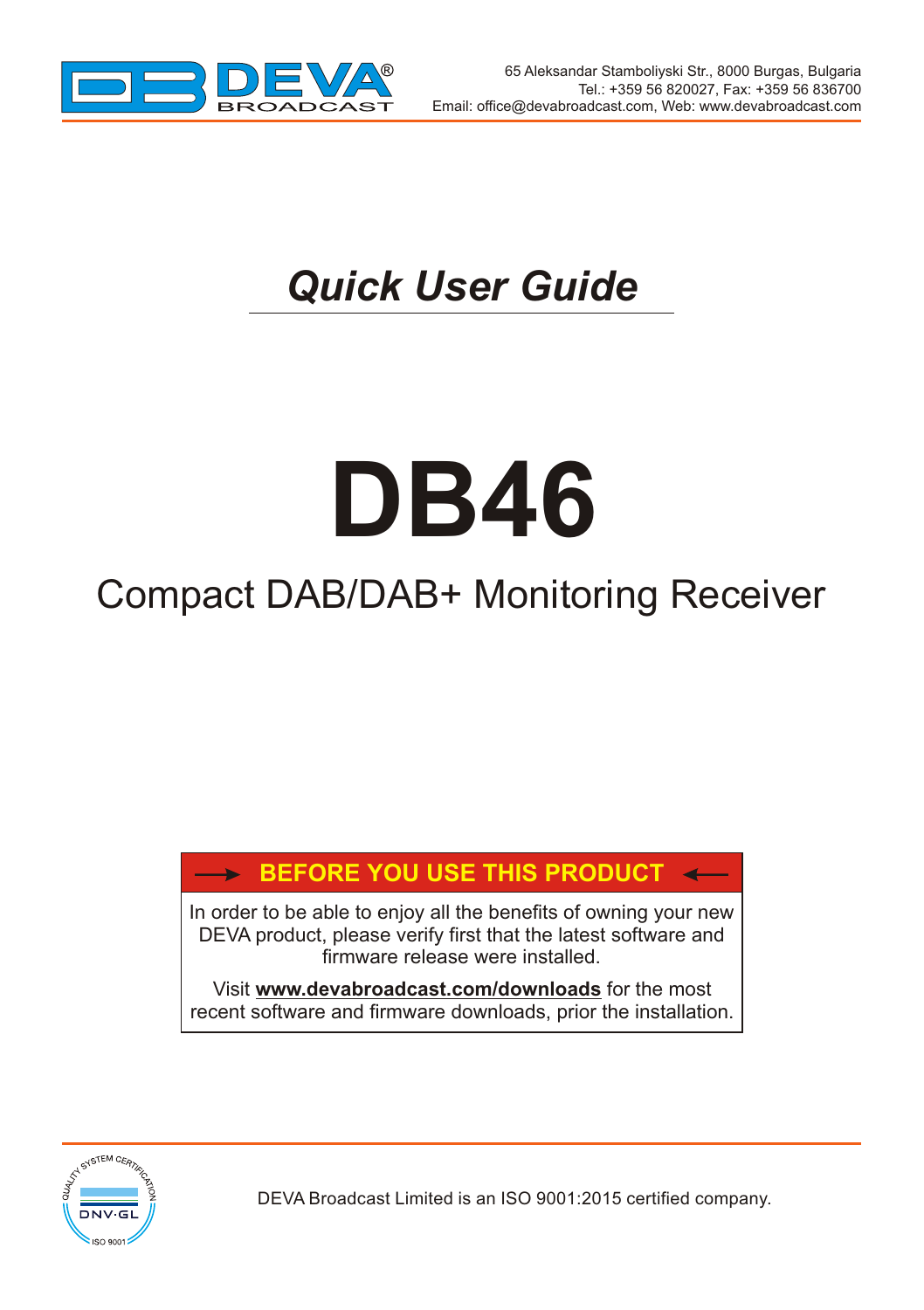65 Aleksandar Stamboliyski Str., 8000 Burgas, Bulgaria
Tel.: +359 56 820027, Fax: +359 56 836700
Email: office@devabroadcast.com, Web: www.devabroadcast.com

# *Quick User Guide*

# DB46

## Compact DAB/DAB+ Monitoring Receiver

**BEFORE YOU USE THIS PRODUCT**

In order to be able to enjoy all the benefits of owning your new DEVA product, please verify first that the latest software and firmware release were installed.

Visit **www.devabroadcast.com/downloads** for the most recent software and firmware downloads, prior the installation.

DEVA Broadcast Limited is an ISO 9001:2015 certified company.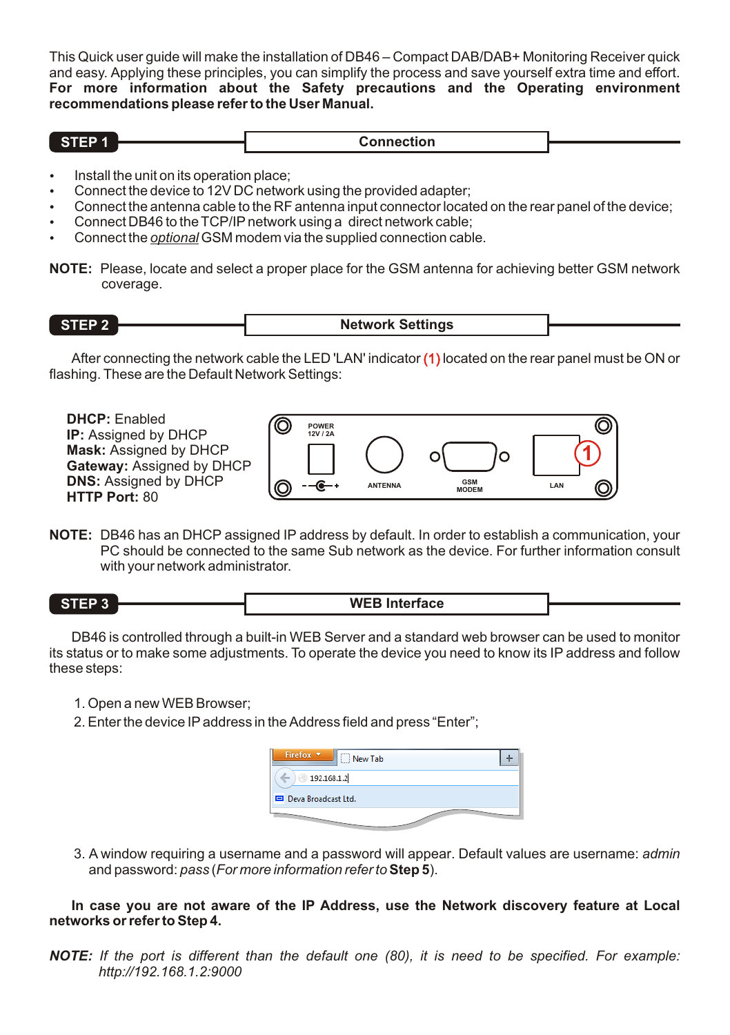This Quick user guide will make the installation of DB46 – Compact DAB/DAB+ Monitoring Receiver quick and easy. Applying these principles, you can simplify the process and save yourself extra time and effort. **For more information about the Safety precautions and the Operating environment recommendations please refer to the User Manual.**

## STEP 1 — Connection

- Install the unit on its operation place;
- Connect the device to 12V DC network using the provided adapter;
- Connect the antenna cable to the RF antenna input connector located on the rear panel of the device;
- Connect DB46 to the TCP/IP network using a direct network cable;
- Connect the *optional* GSM modem via the supplied connection cable.

**NOTE:** Please, locate and select a proper place for the GSM antenna for achieving better GSM network coverage.

## STEP 2 — Network Settings

After connecting the network cable the LED 'LAN' indicator (1) located on the rear panel must be ON or flashing. These are the Default Network Settings:

**DHCP:** Enabled
**IP:** Assigned by DHCP
**Mask:** Assigned by DHCP
**Gateway:** Assigned by DHCP
**DNS:** Assigned by DHCP
**HTTP Port:** 80

POWER 12V / 2A | ANTENNA | GSM MODEM | LAN (1)

**NOTE:** DB46 has an DHCP assigned IP address by default. In order to establish a communication, your PC should be connected to the same Sub network as the device. For further information consult with your network administrator.

## STEP 3 — WEB Interface

DB46 is controlled through a built-in WEB Server and a standard web browser can be used to monitor its status or to make some adjustments. To operate the device you need to know its IP address and follow these steps:

1. Open a new WEB Browser;
2. Enter the device IP address in the Address field and press "Enter";

Firefox | New Tab
192.168.1.2
Deva Broadcast Ltd.

3. A window requiring a username and a password will appear. Default values are username: *admin* and password: *pass* (*For more information refer to* **Step 5**).

**In case you are not aware of the IP Address, use the Network discovery feature at Local networks or refer to Step 4.**

***NOTE:*** *If the port is different than the default one (80), it is need to be specified. For example: http://192.168.1.2:9000*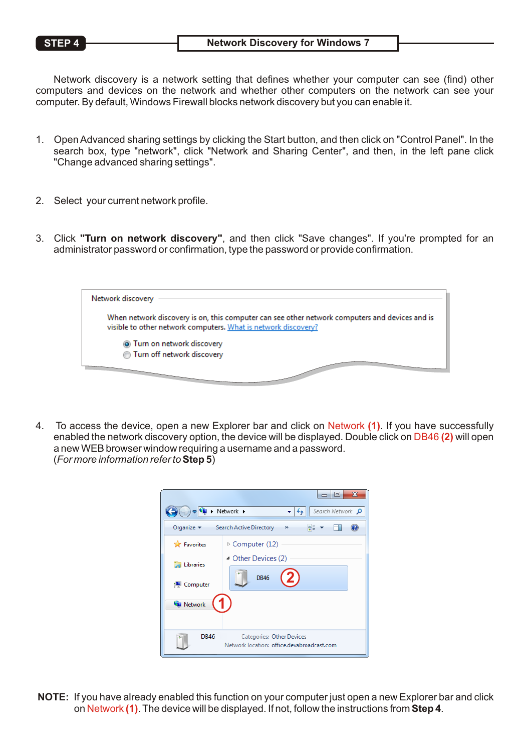## STEP 4 — Network Discovery for Windows 7

Network discovery is a network setting that defines whether your computer can see (find) other computers and devices on the network and whether other computers on the network can see your computer. By default, Windows Firewall blocks network discovery but you can enable it.

1. Open Advanced sharing settings by clicking the Start button, and then click on "Control Panel". In the search box, type "network", click "Network and Sharing Center", and then, in the left pane click "Change advanced sharing settings".

2. Select your current network profile.

3. Click **"Turn on network discovery"**, and then click "Save changes". If you're prompted for an administrator password or confirmation, type the password or provide confirmation.

4. To access the device, open a new Explorer bar and click on Network **(1)**. If you have successfully enabled the network discovery option, the device will be displayed. Double click on DB46 **(2)** will open a new WEB browser window requiring a username and a password.
   (*For more information refer to* **Step 5**)

**NOTE:** If you have already enabled this function on your computer just open a new Explorer bar and click on Network **(1)**. The device will be displayed. If not, follow the instructions from **Step 4**.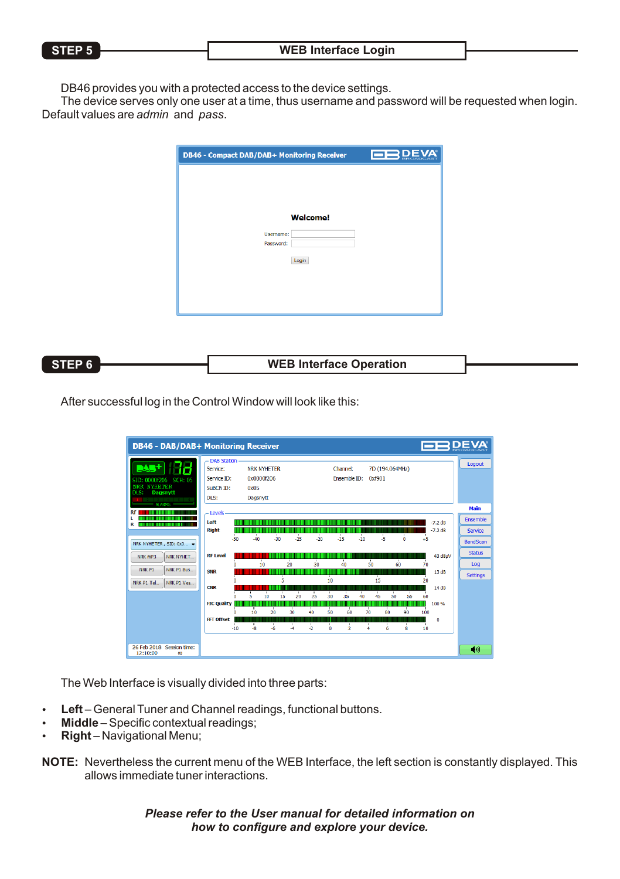## STEP 5 — WEB Interface Login

DB46 provides you with a protected access to the device settings.
The device serves only one user at a time, thus username and password will be requested when login. Default values are *admin* and *pass*.

## STEP 6 — WEB Interface Operation

After successful log in the Control Window will look like this:

The Web Interface is visually divided into three parts:

- **Left** – General Tuner and Channel readings, functional buttons.
- **Middle** – Specific contextual readings;
- **Right** – Navigational Menu;

**NOTE:** Nevertheless the current menu of the WEB Interface, the left section is constantly displayed. This allows immediate tuner interactions.

***Please refer to the User manual for detailed information on how to configure and explore your device.***